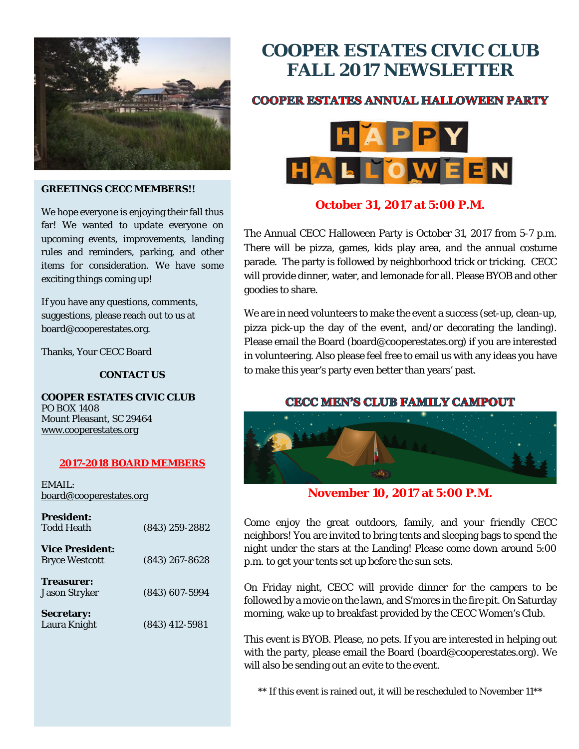# COOPER ESTATES CIVIC CLUB FALL 2017 NEWSLETTER

**GREETINGS CECC MEMBERS!!**

We hope everyone is enjoying their fall thus far! We wanted to update everyone on upcoming events, improvements, landing rules and reminders, parking, and other items for consideration. We have some exciting things coming up!

If you have any questions, comments, suggestions, please reach out to us at board@cooperestates.org.

Thanks, Your CECC Board

**CONTACT US**

**COOPER ESTATES CIVIC CLUB**
PO BOX 1408
Mount Pleasant, SC 29464
www.cooperestates.org

**2017-2018 BOARD MEMBERS**

EMAIL:
board@cooperestates.org

**President:**
Todd Heath (843) 259-2882

**Vice President:**
Bryce Westcott (843) 267-8628

**Treasurer:**
Jason Stryker (843) 607-5994

**Secretary:**
Laura Knight (843) 412-5981

## COOPER ESTATES ANNUAL HALLOWEEN PARTY

HAPPY HALLOWEEN

**October 31, 2017 at 5:00 P.M.**

The Annual CECC Halloween Party is October 31, 2017 from 5-7 p.m. There will be pizza, games, kids play area, and the annual costume parade. The party is followed by neighborhood trick or tricking. CECC will provide dinner, water, and lemonade for all. Please BYOB and other goodies to share.

We are in need volunteers to make the event a success (set-up, clean-up, pizza pick-up the day of the event, and/or decorating the landing). Please email the Board (board@cooperestates.org) if you are interested in volunteering. Also please feel free to email us with any ideas you have to make this year's party even better than years' past.

## CECC MEN'S CLUB FAMILY CAMPOUT

**November 10, 2017 at 5:00 P.M.**

Come enjoy the great outdoors, family, and your friendly CECC neighbors! You are invited to bring tents and sleeping bags to spend the night under the stars at the Landing! Please come down around 5:00 p.m. to get your tents set up before the sun sets.

On Friday night, CECC will provide dinner for the campers to be followed by a movie on the lawn, and S'mores in the fire pit. On Saturday morning, wake up to breakfast provided by the CECC Women's Club.

This event is BYOB. Please, no pets. If you are interested in helping out with the party, please email the Board (board@cooperestates.org). We will also be sending out an evite to the event.

** If this event is rained out, it will be rescheduled to November 11**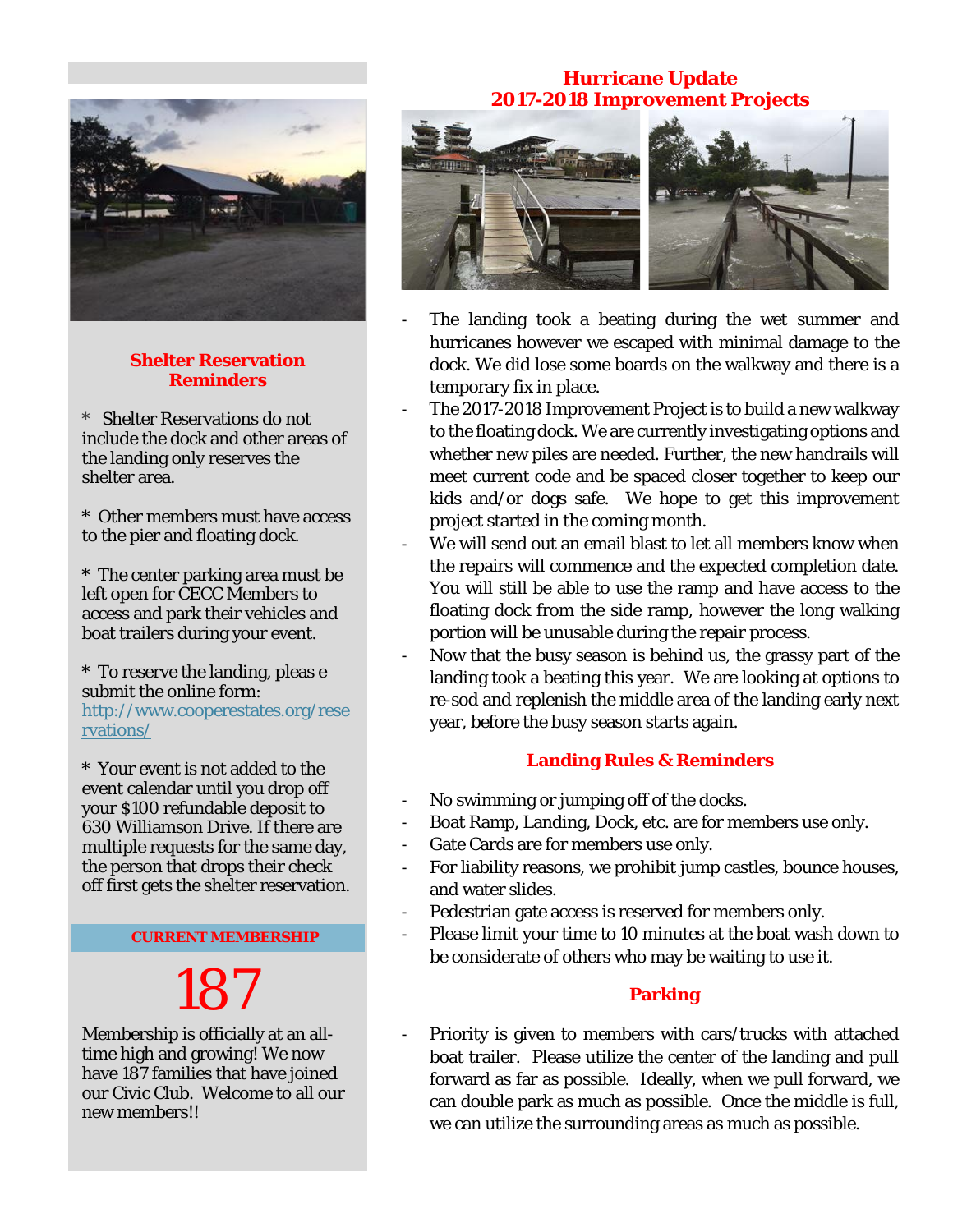## Shelter Reservation Reminders

* Shelter Reservations do not include the dock and other areas of the landing only reserves the shelter area.

* Other members must have access to the pier and floating dock.

* The center parking area must be left open for CECC Members to access and park their vehicles and boat trailers during your event.

* To reserve the landing, pleas e submit the online form: http://www.cooperestates.org/reservations/

* Your event is not added to the event calendar until you drop off your $100 refundable deposit to 630 Williamson Drive. If there are multiple requests for the same day, the person that drops their check off first gets the shelter reservation.

**CURRENT MEMBERSHIP**

# 187

Membership is officially at an all-time high and growing! We now have 187 families that have joined our Civic Club. Welcome to all our new members!!

## Hurricane Update 2017-2018 Improvement Projects

- The landing took a beating during the wet summer and hurricanes however we escaped with minimal damage to the dock. We did lose some boards on the walkway and there is a temporary fix in place.
- The 2017-2018 Improvement Project is to build a new walkway to the floating dock. We are currently investigating options and whether new piles are needed. Further, the new handrails will meet current code and be spaced closer together to keep our kids and/or dogs safe. We hope to get this improvement project started in the coming month.
- We will send out an email blast to let all members know when the repairs will commence and the expected completion date. You will still be able to use the ramp and have access to the floating dock from the side ramp, however the long walking portion will be unusable during the repair process.
- Now that the busy season is behind us, the grassy part of the landing took a beating this year. We are looking at options to re-sod and replenish the middle area of the landing early next year, before the busy season starts again.

## Landing Rules & Reminders

- No swimming or jumping off of the docks.
- Boat Ramp, Landing, Dock, etc. are for members use only.
- Gate Cards are for members use only.
- For liability reasons, we prohibit jump castles, bounce houses, and water slides.
- Pedestrian gate access is reserved for members only.
- Please limit your time to 10 minutes at the boat wash down to be considerate of others who may be waiting to use it.

## Parking

- Priority is given to members with cars/trucks with attached boat trailer. Please utilize the center of the landing and pull forward as far as possible. Ideally, when we pull forward, we can double park as much as possible. Once the middle is full, we can utilize the surrounding areas as much as possible.